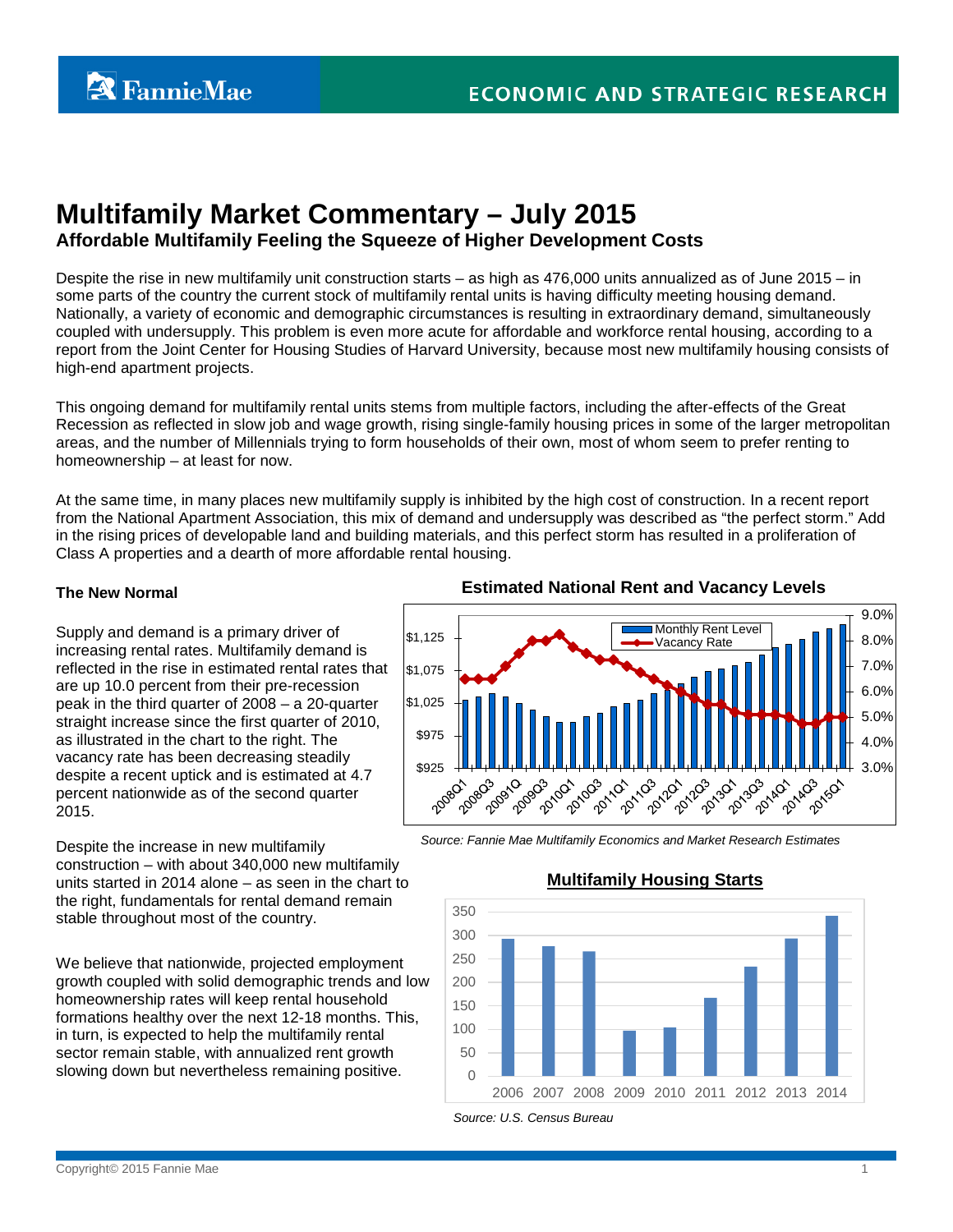FannieMae

ECONOMIC AND STRATEGIC RESEARCH

# Multifamily Market Commentary – July 2015

## Affordable Multifamily Feeling the Squeeze of Higher Development Costs

Despite the rise in new multifamily unit construction starts – as high as 476,000 units annualized as of June 2015 – in some parts of the country the current stock of multifamily rental units is having difficulty meeting housing demand. Nationally, a variety of economic and demographic circumstances is resulting in extraordinary demand, simultaneously coupled with undersupply. This problem is even more acute for affordable and workforce rental housing, according to a report from the Joint Center for Housing Studies of Harvard University, because most new multifamily housing consists of high-end apartment projects.

This ongoing demand for multifamily rental units stems from multiple factors, including the after-effects of the Great Recession as reflected in slow job and wage growth, rising single-family housing prices in some of the larger metropolitan areas, and the number of Millennials trying to form households of their own, most of whom seem to prefer renting to homeownership – at least for now.

At the same time, in many places new multifamily supply is inhibited by the high cost of construction. In a recent report from the National Apartment Association, this mix of demand and undersupply was described as "the perfect storm." Add in the rising prices of developable land and building materials, and this perfect storm has resulted in a proliferation of Class A properties and a dearth of more affordable rental housing.

### The New Normal

Supply and demand is a primary driver of increasing rental rates. Multifamily demand is reflected in the rise in estimated rental rates that are up 10.0 percent from their pre-recession peak in the third quarter of 2008 – a 20-quarter straight increase since the first quarter of 2010, as illustrated in the chart to the right. The vacancy rate has been decreasing steadily despite a recent uptick and is estimated at 4.7 percent nationwide as of the second quarter 2015.

**Estimated National Rent and Vacancy Levels**

*Source: Fannie Mae Multifamily Economics and Market Research Estimates*

Despite the increase in new multifamily construction – with about 340,000 new multifamily units started in 2014 alone – as seen in the chart to the right, fundamentals for rental demand remain stable throughout most of the country.

**Multifamily Housing Starts**

*Source: U.S. Census Bureau*

We believe that nationwide, projected employment growth coupled with solid demographic trends and low homeownership rates will keep rental household formations healthy over the next 12-18 months. This, in turn, is expected to help the multifamily rental sector remain stable, with annualized rent growth slowing down but nevertheless remaining positive.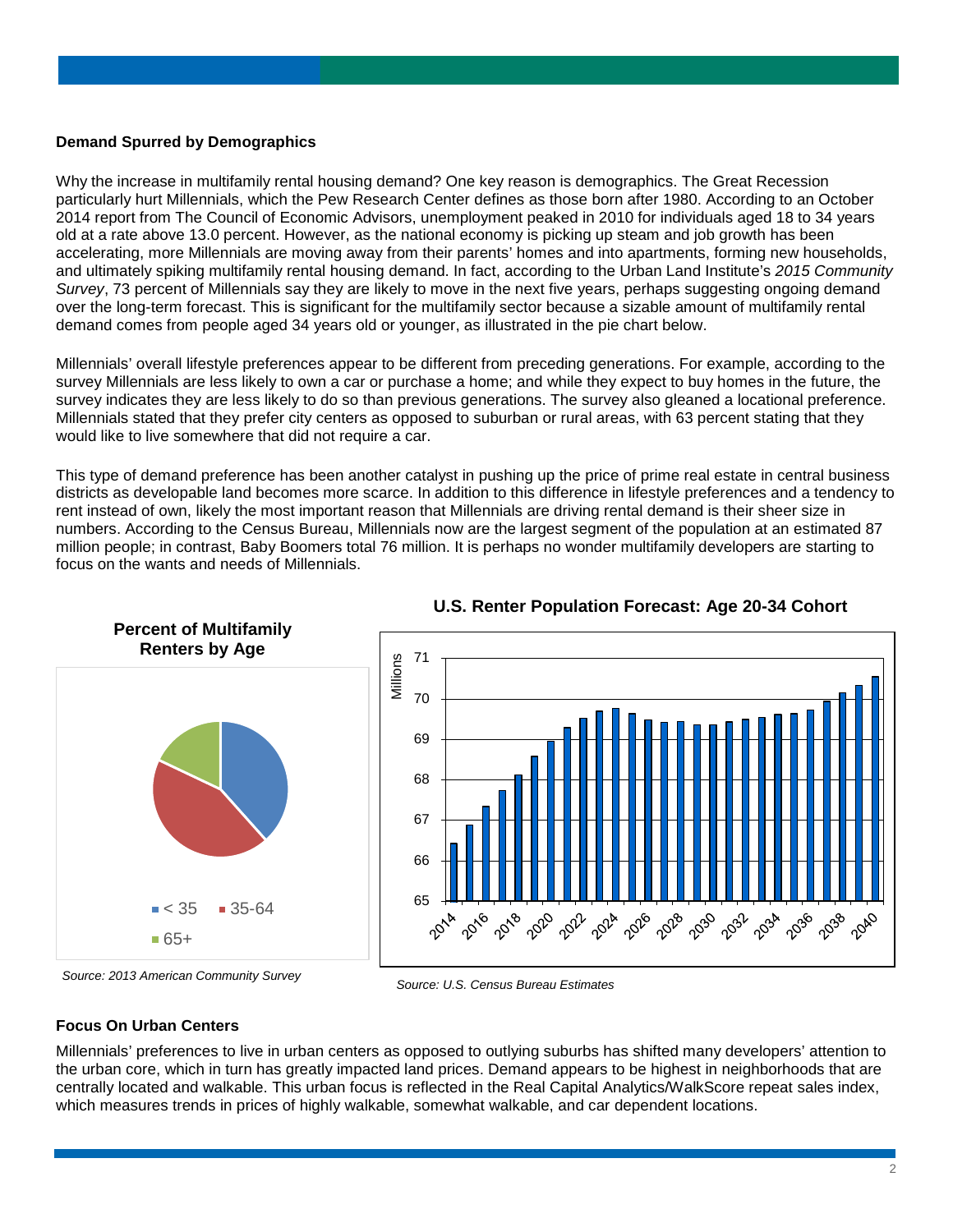**Demand Spurred by Demographics**

Why the increase in multifamily rental housing demand? One key reason is demographics. The Great Recession particularly hurt Millennials, which the Pew Research Center defines as those born after 1980. According to an October 2014 report from The Council of Economic Advisors, unemployment peaked in 2010 for individuals aged 18 to 34 years old at a rate above 13.0 percent. However, as the national economy is picking up steam and job growth has been accelerating, more Millennials are moving away from their parents' homes and into apartments, forming new households, and ultimately spiking multifamily rental housing demand. In fact, according to the Urban Land Institute's *2015 Community Survey*, 73 percent of Millennials say they are likely to move in the next five years, perhaps suggesting ongoing demand over the long-term forecast. This is significant for the multifamily sector because a sizable amount of multifamily rental demand comes from people aged 34 years old or younger, as illustrated in the pie chart below.

Millennials' overall lifestyle preferences appear to be different from preceding generations. For example, according to the survey Millennials are less likely to own a car or purchase a home; and while they expect to buy homes in the future, the survey indicates they are less likely to do so than previous generations. The survey also gleaned a locational preference. Millennials stated that they prefer city centers as opposed to suburban or rural areas, with 63 percent stating that they would like to live somewhere that did not require a car.

This type of demand preference has been another catalyst in pushing up the price of prime real estate in central business districts as developable land becomes more scarce. In addition to this difference in lifestyle preferences and a tendency to rent instead of own, likely the most important reason that Millennials are driving rental demand is their sheer size in numbers. According to the Census Bureau, Millennials now are the largest segment of the population at an estimated 87 million people; in contrast, Baby Boomers total 76 million. It is perhaps no wonder multifamily developers are starting to focus on the wants and needs of Millennials.

**Percent of Multifamily Renters by Age**

< 35 | 35-64 | 65+

*Source: 2013 American Community Survey*

**U.S. Renter Population Forecast: Age 20-34 Cohort**

Millions

*Source: U.S. Census Bureau Estimates*

**Focus On Urban Centers**

Millennials' preferences to live in urban centers as opposed to outlying suburbs has shifted many developers' attention to the urban core, which in turn has greatly impacted land prices. Demand appears to be highest in neighborhoods that are centrally located and walkable. This urban focus is reflected in the Real Capital Analytics/WalkScore repeat sales index, which measures trends in prices of highly walkable, somewhat walkable, and car dependent locations.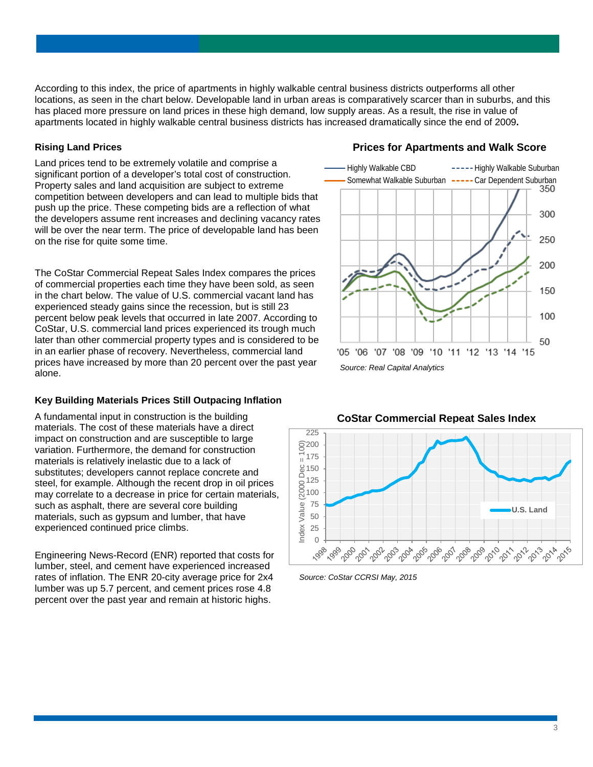According to this index, the price of apartments in highly walkable central business districts outperforms all other locations, as seen in the chart below. Developable land in urban areas is comparatively scarcer than in suburbs, and this has placed more pressure on land prices in these high demand, low supply areas. As a result, the rise in value of apartments located in highly walkable central business districts has increased dramatically since the end of 2009**.**

### Rising Land Prices

Land prices tend to be extremely volatile and comprise a significant portion of a developer's total cost of construction. Property sales and land acquisition are subject to extreme competition between developers and can lead to multiple bids that push up the price. These competing bids are a reflection of what the developers assume rent increases and declining vacancy rates will be over the near term. The price of developable land has been on the rise for quite some time.

The CoStar Commercial Repeat Sales Index compares the prices of commercial properties each time they have been sold, as seen in the chart below. The value of U.S. commercial vacant land has experienced steady gains since the recession, but is still 23 percent below peak levels that occurred in late 2007. According to CoStar, U.S. commercial land prices experienced its trough much later than other commercial property types and is considered to be in an earlier phase of recovery. Nevertheless, commercial land prices have increased by more than 20 percent over the past year alone.

**Prices for Apartments and Walk Score**

*Source: Real Capital Analytics*

### Key Building Materials Prices Still Outpacing Inflation

A fundamental input in construction is the building materials. The cost of these materials have a direct impact on construction and are susceptible to large variation. Furthermore, the demand for construction materials is relatively inelastic due to a lack of substitutes; developers cannot replace concrete and steel, for example. Although the recent drop in oil prices may correlate to a decrease in price for certain materials, such as asphalt, there are several core building materials, such as gypsum and lumber, that have experienced continued price climbs.

Engineering News-Record (ENR) reported that costs for lumber, steel, and cement have experienced increased rates of inflation. The ENR 20-city average price for 2x4 lumber was up 5.7 percent, and cement prices rose 4.8 percent over the past year and remain at historic highs.

**CoStar Commercial Repeat Sales Index**

*Source: CoStar CCRSI May, 2015*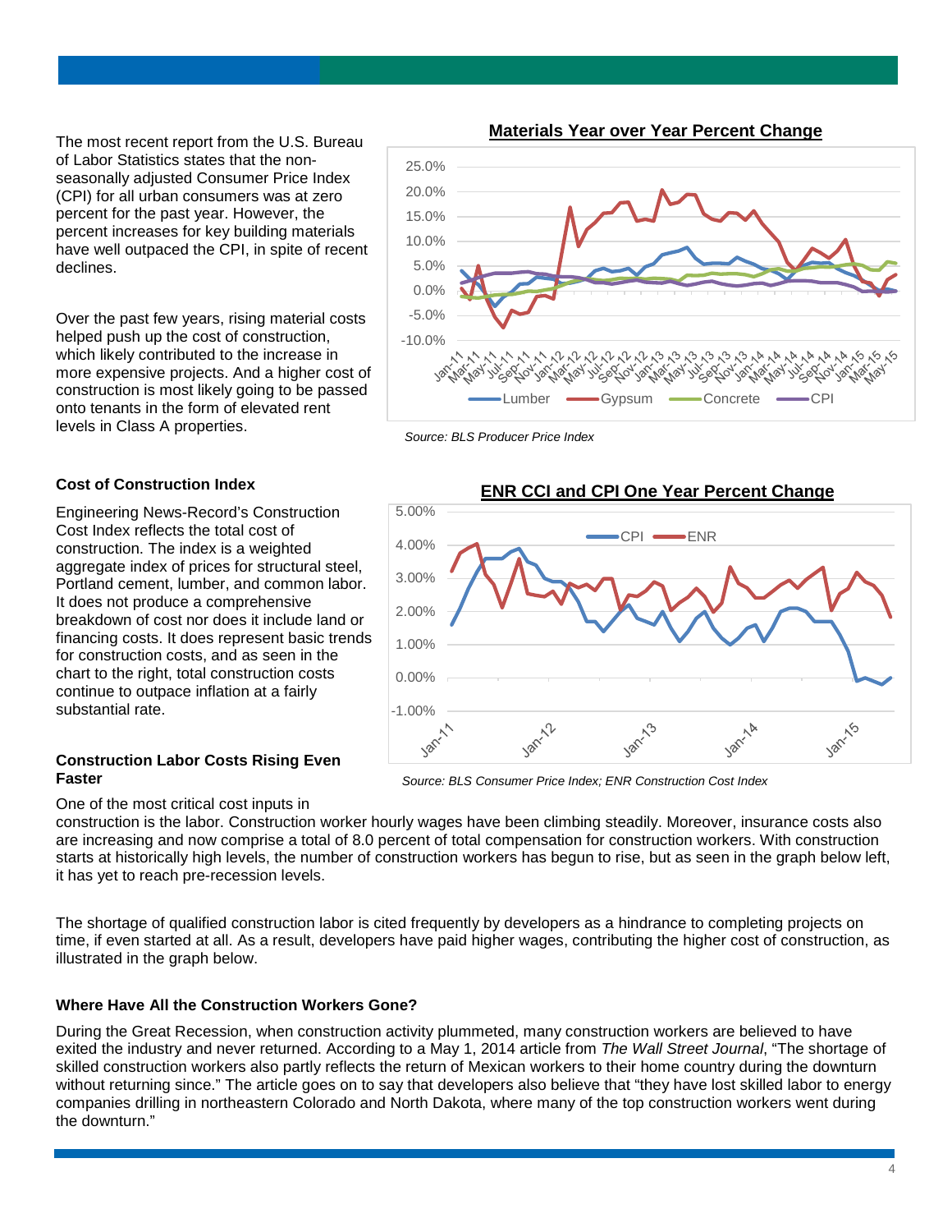The most recent report from the U.S. Bureau of Labor Statistics states that the non-seasonally adjusted Consumer Price Index (CPI) for all urban consumers was at zero percent for the past year. However, the percent increases for key building materials have well outpaced the CPI, in spite of recent declines.

Over the past few years, rising material costs helped push up the cost of construction, which likely contributed to the increase in more expensive projects. And a higher cost of construction is most likely going to be passed onto tenants in the form of elevated rent levels in Class A properties.

**Materials Year over Year Percent Change**

*Source: BLS Producer Price Index*

### Cost of Construction Index

Engineering News-Record's Construction Cost Index reflects the total cost of construction. The index is a weighted aggregate index of prices for structural steel, Portland cement, lumber, and common labor. It does not produce a comprehensive breakdown of cost nor does it include land or financing costs. It does represent basic trends for construction costs, and as seen in the chart to the right, total construction costs continue to outpace inflation at a fairly substantial rate.

**ENR CCI and CPI One Year Percent Change**

*Source: BLS Consumer Price Index; ENR Construction Cost Index*

### Construction Labor Costs Rising Even Faster

One of the most critical cost inputs in construction is the labor. Construction worker hourly wages have been climbing steadily. Moreover, insurance costs also are increasing and now comprise a total of 8.0 percent of total compensation for construction workers. With construction starts at historically high levels, the number of construction workers has begun to rise, but as seen in the graph below left, it has yet to reach pre-recession levels.

The shortage of qualified construction labor is cited frequently by developers as a hindrance to completing projects on time, if even started at all. As a result, developers have paid higher wages, contributing the higher cost of construction, as illustrated in the graph below.

### Where Have All the Construction Workers Gone?

During the Great Recession, when construction activity plummeted, many construction workers are believed to have exited the industry and never returned. According to a May 1, 2014 article from *The Wall Street Journal*, "The shortage of skilled construction workers also partly reflects the return of Mexican workers to their home country during the downturn without returning since." The article goes on to say that developers also believe that "they have lost skilled labor to energy companies drilling in northeastern Colorado and North Dakota, where many of the top construction workers went during the downturn."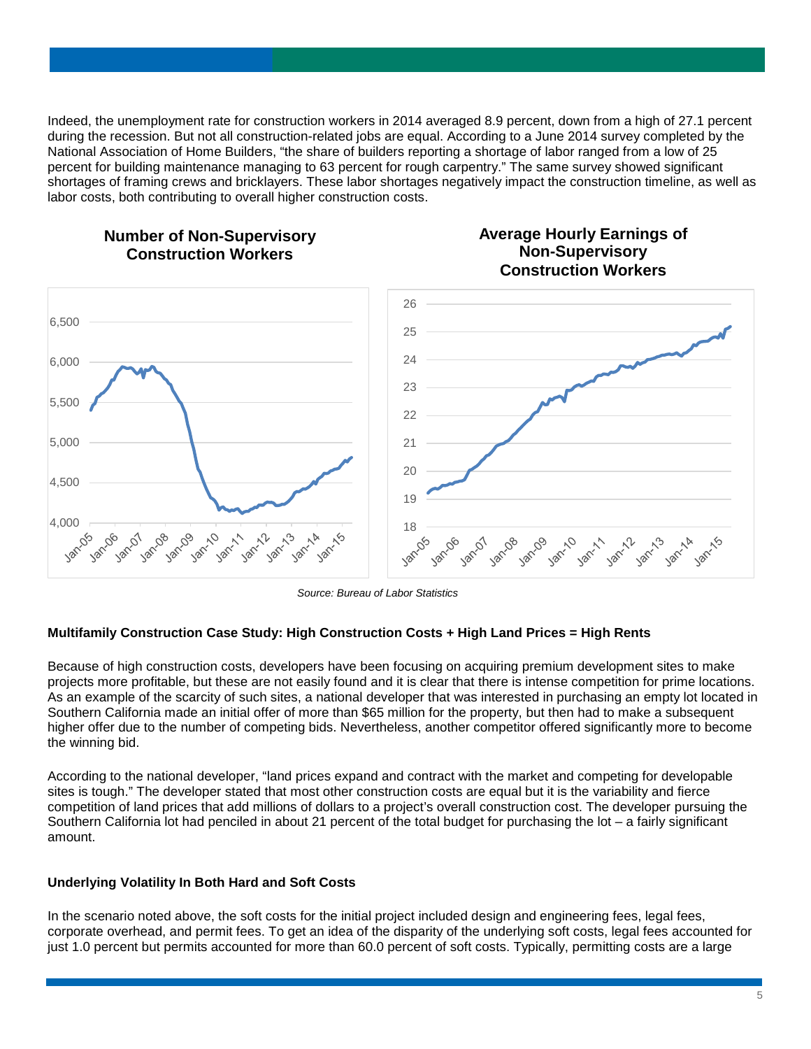Indeed, the unemployment rate for construction workers in 2014 averaged 8.9 percent, down from a high of 27.1 percent during the recession. But not all construction-related jobs are equal. According to a June 2014 survey completed by the National Association of Home Builders, "the share of builders reporting a shortage of labor ranged from a low of 25 percent for building maintenance managing to 63 percent for rough carpentry." The same survey showed significant shortages of framing crews and bricklayers. These labor shortages negatively impact the construction timeline, as well as labor costs, both contributing to overall higher construction costs.

**Number of Non-Supervisory Construction Workers**

**Average Hourly Earnings of Non-Supervisory Construction Workers**

*Source: Bureau of Labor Statistics*

**Multifamily Construction Case Study: High Construction Costs + High Land Prices = High Rents**

Because of high construction costs, developers have been focusing on acquiring premium development sites to make projects more profitable, but these are not easily found and it is clear that there is intense competition for prime locations. As an example of the scarcity of such sites, a national developer that was interested in purchasing an empty lot located in Southern California made an initial offer of more than $65 million for the property, but then had to make a subsequent higher offer due to the number of competing bids. Nevertheless, another competitor offered significantly more to become the winning bid.

According to the national developer, "land prices expand and contract with the market and competing for developable sites is tough." The developer stated that most other construction costs are equal but it is the variability and fierce competition of land prices that add millions of dollars to a project's overall construction cost. The developer pursuing the Southern California lot had penciled in about 21 percent of the total budget for purchasing the lot – a fairly significant amount.

**Underlying Volatility In Both Hard and Soft Costs**

In the scenario noted above, the soft costs for the initial project included design and engineering fees, legal fees, corporate overhead, and permit fees. To get an idea of the disparity of the underlying soft costs, legal fees accounted for just 1.0 percent but permits accounted for more than 60.0 percent of soft costs. Typically, permitting costs are a large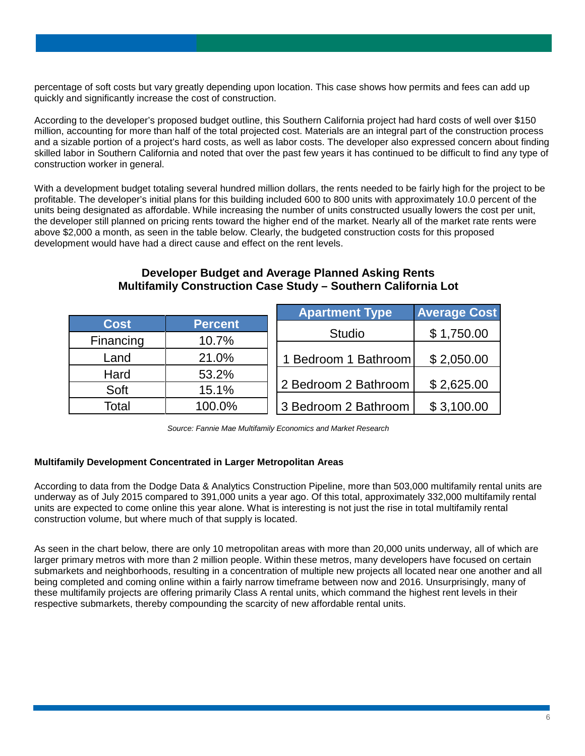percentage of soft costs but vary greatly depending upon location. This case shows how permits and fees can add up quickly and significantly increase the cost of construction.

According to the developer's proposed budget outline, this Southern California project had hard costs of well over $150 million, accounting for more than half of the total projected cost. Materials are an integral part of the construction process and a sizable portion of a project's hard costs, as well as labor costs. The developer also expressed concern about finding skilled labor in Southern California and noted that over the past few years it has continued to be difficult to find any type of construction worker in general.

With a development budget totaling several hundred million dollars, the rents needed to be fairly high for the project to be profitable. The developer's initial plans for this building included 600 to 800 units with approximately 10.0 percent of the units being designated as affordable. While increasing the number of units constructed usually lowers the cost per unit, the developer still planned on pricing rents toward the higher end of the market. Nearly all of the market rate rents were above $2,000 a month, as seen in the table below. Clearly, the budgeted construction costs for this proposed development would have had a direct cause and effect on the rent levels.

**Developer Budget and Average Planned Asking Rents**
**Multifamily Construction Case Study – Southern California Lot**

| Cost | Percent |
|---|---|
| Financing | 10.7% |
| Land | 21.0% |
| Hard | 53.2% |
| Soft | 15.1% |
| Total | 100.0% |

| Apartment Type | Average Cost |
|---|---|
| Studio | $ 1,750.00 |
| 1 Bedroom 1 Bathroom | $ 2,050.00 |
| 2 Bedroom 2 Bathroom | $ 2,625.00 |
| 3 Bedroom 2 Bathroom | $ 3,100.00 |

*Source: Fannie Mae Multifamily Economics and Market Research*

**Multifamily Development Concentrated in Larger Metropolitan Areas**

According to data from the Dodge Data & Analytics Construction Pipeline, more than 503,000 multifamily rental units are underway as of July 2015 compared to 391,000 units a year ago. Of this total, approximately 332,000 multifamily rental units are expected to come online this year alone. What is interesting is not just the rise in total multifamily rental construction volume, but where much of that supply is located.

As seen in the chart below, there are only 10 metropolitan areas with more than 20,000 units underway, all of which are larger primary metros with more than 2 million people. Within these metros, many developers have focused on certain submarkets and neighborhoods, resulting in a concentration of multiple new projects all located near one another and all being completed and coming online within a fairly narrow timeframe between now and 2016. Unsurprisingly, many of these multifamily projects are offering primarily Class A rental units, which command the highest rent levels in their respective submarkets, thereby compounding the scarcity of new affordable rental units.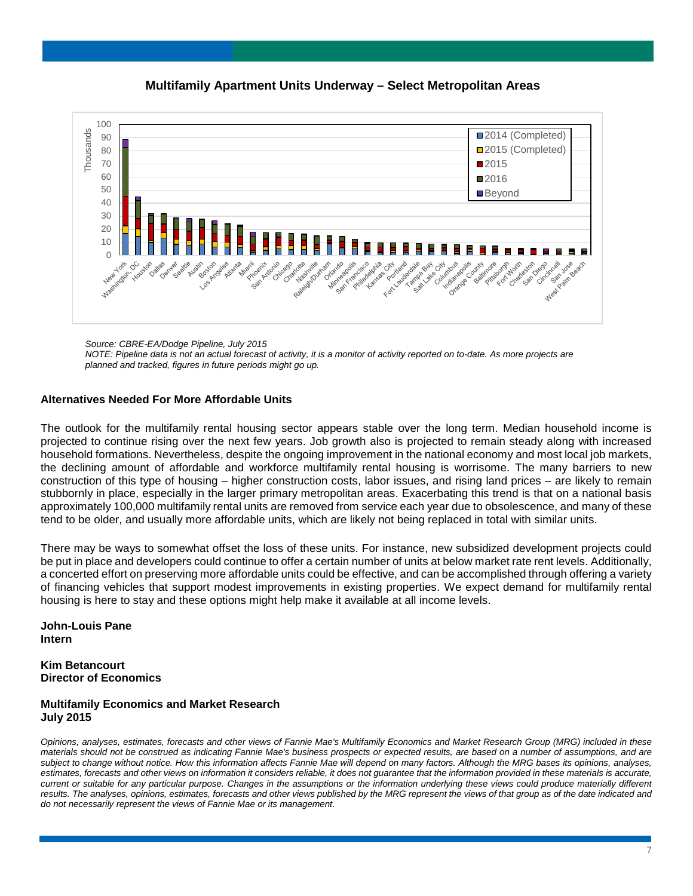**Multifamily Apartment Units Underway – Select Metropolitan Areas**

Thousands

100
90
80
70
60
50
40
30
20
10
0

2014 (Completed)
2015 (Completed)
2015
2016
Beyond

New York, Washington, DC, Houston, Dallas, Denver, Seattle, Austin, Boston, Los Angeles, Atlanta, Miami, Phoenix, San Antonio, Chicago, Charlotte, Nashville, Raleigh/Durham, Orlando, Minneapolis, San Francisco, Philadelphia, Kansas City, Portland, Fort Lauderdale, Tampa Bay, Salt Lake City, Columbus, Indianapolis, Orange County, Baltimore, Pittsburgh, Fort Worth, Charleston, San Diego, Cincinnati, San Jose, West Palm Beach

*Source: CBRE-EA/Dodge Pipeline, July 2015*
*NOTE: Pipeline data is not an actual forecast of activity, it is a monitor of activity reported on to-date. As more projects are planned and tracked, figures in future periods might go up.*

## Alternatives Needed For More Affordable Units

The outlook for the multifamily rental housing sector appears stable over the long term. Median household income is projected to continue rising over the next few years. Job growth also is projected to remain steady along with increased household formations. Nevertheless, despite the ongoing improvement in the national economy and most local job markets, the declining amount of affordable and workforce multifamily rental housing is worrisome. The many barriers to new construction of this type of housing – higher construction costs, labor issues, and rising land prices – are likely to remain stubbornly in place, especially in the larger primary metropolitan areas. Exacerbating this trend is that on a national basis approximately 100,000 multifamily rental units are removed from service each year due to obsolescence, and many of these tend to be older, and usually more affordable units, which are likely not being replaced in total with similar units.

There may be ways to somewhat offset the loss of these units. For instance, new subsidized development projects could be put in place and developers could continue to offer a certain number of units at below market rate rent levels. Additionally, a concerted effort on preserving more affordable units could be effective, and can be accomplished through offering a variety of financing vehicles that support modest improvements in existing properties. We expect demand for multifamily rental housing is here to stay and these options might help make it available at all income levels.

**John-Louis Pane**
**Intern**

**Kim Betancourt**
**Director of Economics**

**Multifamily Economics and Market Research**
**July 2015**

*Opinions, analyses, estimates, forecasts and other views of Fannie Mae's Multifamily Economics and Market Research Group (MRG) included in these materials should not be construed as indicating Fannie Mae's business prospects or expected results, are based on a number of assumptions, and are subject to change without notice. How this information affects Fannie Mae will depend on many factors. Although the MRG bases its opinions, analyses, estimates, forecasts and other views on information it considers reliable, it does not guarantee that the information provided in these materials is accurate, current or suitable for any particular purpose. Changes in the assumptions or the information underlying these views could produce materially different results. The analyses, opinions, estimates, forecasts and other views published by the MRG represent the views of that group as of the date indicated and do not necessarily represent the views of Fannie Mae or its management.*